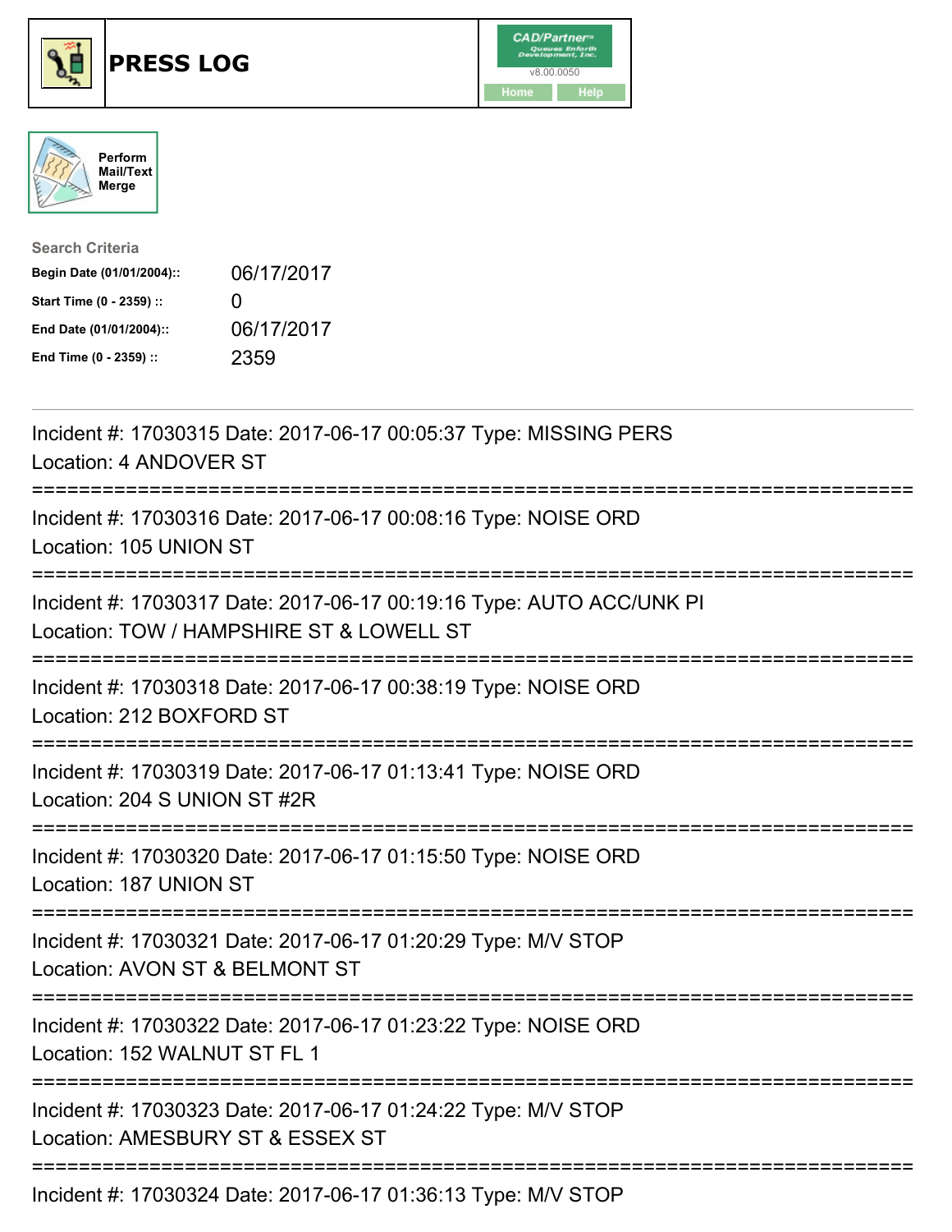# PRESS LOG

CAD/Partner
v8.00.0050
Home Help

Perform Mail/Text Merge

**Search Criteria**

| | |
|---|---|
| **Begin Date (01/01/2004)::** | 06/17/2017 |
| **Start Time (0 - 2359) ::** | 0 |
| **End Date (01/01/2004)::** | 06/17/2017 |
| **End Time (0 - 2359) ::** | 2359 |

---

Incident #: 17030315 Date: 2017-06-17 00:05:37 Type: MISSING PERS
Location: 4 ANDOVER ST

===========================================================================

Incident #: 17030316 Date: 2017-06-17 00:08:16 Type: NOISE ORD
Location: 105 UNION ST

===========================================================================

Incident #: 17030317 Date: 2017-06-17 00:19:16 Type: AUTO ACC/UNK PI
Location: TOW / HAMPSHIRE ST & LOWELL ST

===========================================================================

Incident #: 17030318 Date: 2017-06-17 00:38:19 Type: NOISE ORD
Location: 212 BOXFORD ST

===========================================================================

Incident #: 17030319 Date: 2017-06-17 01:13:41 Type: NOISE ORD
Location: 204 S UNION ST #2R

===========================================================================

Incident #: 17030320 Date: 2017-06-17 01:15:50 Type: NOISE ORD
Location: 187 UNION ST

===========================================================================

Incident #: 17030321 Date: 2017-06-17 01:20:29 Type: M/V STOP
Location: AVON ST & BELMONT ST

===========================================================================

Incident #: 17030322 Date: 2017-06-17 01:23:22 Type: NOISE ORD
Location: 152 WALNUT ST FL 1

===========================================================================

Incident #: 17030323 Date: 2017-06-17 01:24:22 Type: M/V STOP
Location: AMESBURY ST & ESSEX ST

===========================================================================

Incident #: 17030324 Date: 2017-06-17 01:36:13 Type: M/V STOP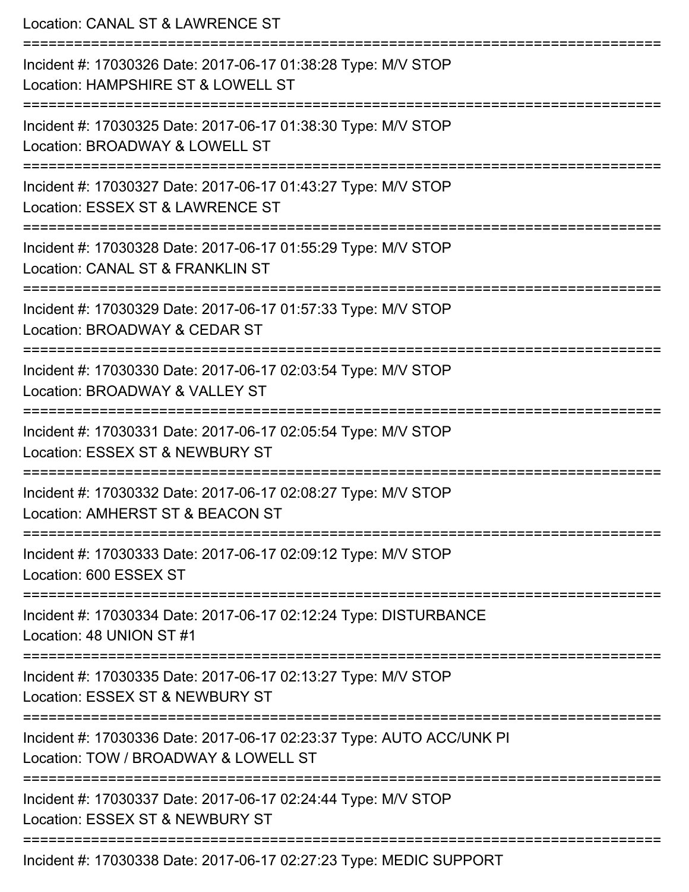Location: CANAL ST & LAWRENCE ST

===========================================================================

Incident #: 17030326 Date: 2017-06-17 01:38:28 Type: M/V STOP
Location: HAMPSHIRE ST & LOWELL ST

===========================================================================

Incident #: 17030325 Date: 2017-06-17 01:38:30 Type: M/V STOP
Location: BROADWAY & LOWELL ST

===========================================================================

Incident #: 17030327 Date: 2017-06-17 01:43:27 Type: M/V STOP
Location: ESSEX ST & LAWRENCE ST

===========================================================================

Incident #: 17030328 Date: 2017-06-17 01:55:29 Type: M/V STOP
Location: CANAL ST & FRANKLIN ST

===========================================================================

Incident #: 17030329 Date: 2017-06-17 01:57:33 Type: M/V STOP
Location: BROADWAY & CEDAR ST

===========================================================================

Incident #: 17030330 Date: 2017-06-17 02:03:54 Type: M/V STOP
Location: BROADWAY & VALLEY ST

===========================================================================

Incident #: 17030331 Date: 2017-06-17 02:05:54 Type: M/V STOP
Location: ESSEX ST & NEWBURY ST

===========================================================================

Incident #: 17030332 Date: 2017-06-17 02:08:27 Type: M/V STOP
Location: AMHERST ST & BEACON ST

===========================================================================

Incident #: 17030333 Date: 2017-06-17 02:09:12 Type: M/V STOP
Location: 600 ESSEX ST

===========================================================================

Incident #: 17030334 Date: 2017-06-17 02:12:24 Type: DISTURBANCE
Location: 48 UNION ST #1

===========================================================================

Incident #: 17030335 Date: 2017-06-17 02:13:27 Type: M/V STOP
Location: ESSEX ST & NEWBURY ST

===========================================================================

Incident #: 17030336 Date: 2017-06-17 02:23:37 Type: AUTO ACC/UNK PI
Location: TOW / BROADWAY & LOWELL ST

===========================================================================

Incident #: 17030337 Date: 2017-06-17 02:24:44 Type: M/V STOP
Location: ESSEX ST & NEWBURY ST

===========================================================================

Incident #: 17030338 Date: 2017-06-17 02:27:23 Type: MEDIC SUPPORT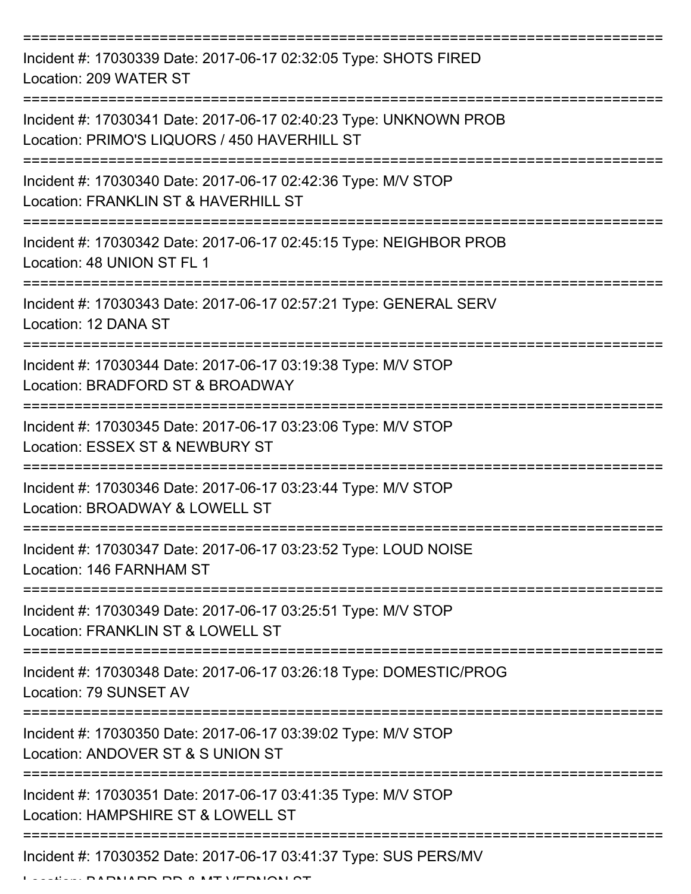===========================================================================
Incident #: 17030339 Date: 2017-06-17 02:32:05 Type: SHOTS FIRED
Location: 209 WATER ST
===========================================================================
Incident #: 17030341 Date: 2017-06-17 02:40:23 Type: UNKNOWN PROB
Location: PRIMO'S LIQUORS / 450 HAVERHILL ST
===========================================================================
Incident #: 17030340 Date: 2017-06-17 02:42:36 Type: M/V STOP
Location: FRANKLIN ST & HAVERHILL ST
===========================================================================
Incident #: 17030342 Date: 2017-06-17 02:45:15 Type: NEIGHBOR PROB
Location: 48 UNION ST FL 1
===========================================================================
Incident #: 17030343 Date: 2017-06-17 02:57:21 Type: GENERAL SERV
Location: 12 DANA ST
===========================================================================
Incident #: 17030344 Date: 2017-06-17 03:19:38 Type: M/V STOP
Location: BRADFORD ST & BROADWAY
===========================================================================
Incident #: 17030345 Date: 2017-06-17 03:23:06 Type: M/V STOP
Location: ESSEX ST & NEWBURY ST
===========================================================================
Incident #: 17030346 Date: 2017-06-17 03:23:44 Type: M/V STOP
Location: BROADWAY & LOWELL ST
===========================================================================
Incident #: 17030347 Date: 2017-06-17 03:23:52 Type: LOUD NOISE
Location: 146 FARNHAM ST
===========================================================================
Incident #: 17030349 Date: 2017-06-17 03:25:51 Type: M/V STOP
Location: FRANKLIN ST & LOWELL ST
===========================================================================
Incident #: 17030348 Date: 2017-06-17 03:26:18 Type: DOMESTIC/PROG
Location: 79 SUNSET AV
===========================================================================
Incident #: 17030350 Date: 2017-06-17 03:39:02 Type: M/V STOP
Location: ANDOVER ST & S UNION ST
===========================================================================
Incident #: 17030351 Date: 2017-06-17 03:41:35 Type: M/V STOP
Location: HAMPSHIRE ST & LOWELL ST
===========================================================================
Incident #: 17030352 Date: 2017-06-17 03:41:37 Type: SUS PERS/MV
Location: BARNARD RD & MT VERNON ST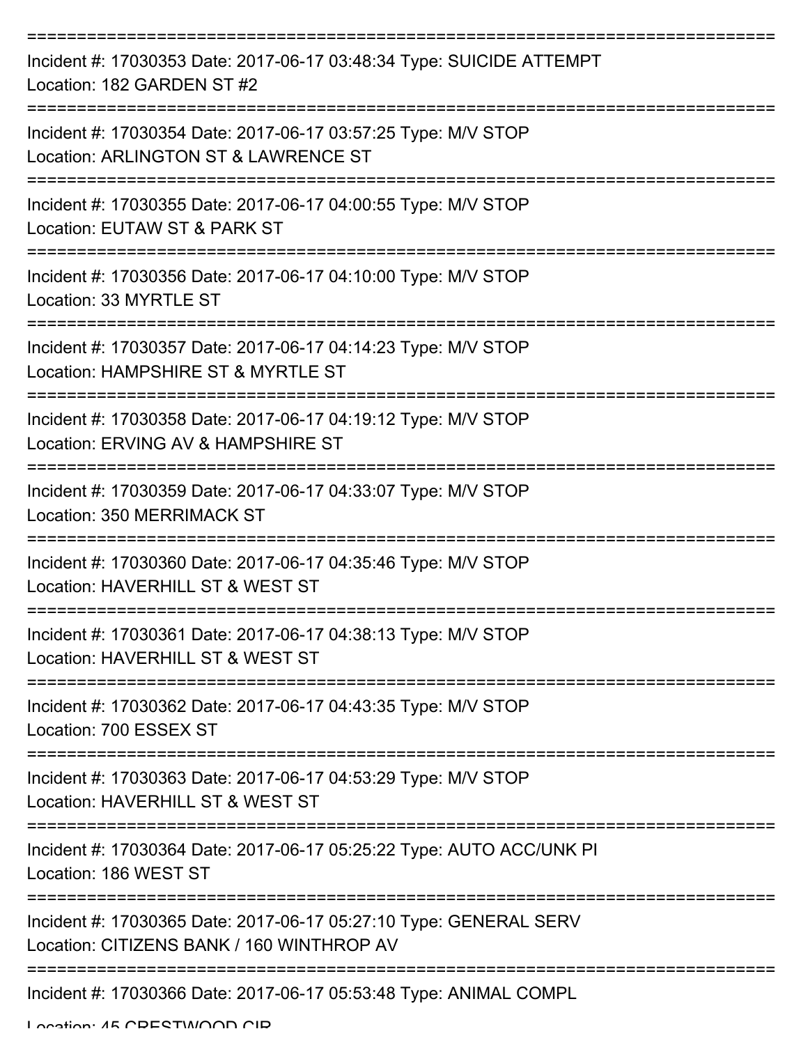===========================================================================

Incident #: 17030353 Date: 2017-06-17 03:48:34 Type: SUICIDE ATTEMPT
Location: 182 GARDEN ST #2

===========================================================================

Incident #: 17030354 Date: 2017-06-17 03:57:25 Type: M/V STOP
Location: ARLINGTON ST & LAWRENCE ST

===========================================================================

Incident #: 17030355 Date: 2017-06-17 04:00:55 Type: M/V STOP
Location: EUTAW ST & PARK ST

===========================================================================

Incident #: 17030356 Date: 2017-06-17 04:10:00 Type: M/V STOP
Location: 33 MYRTLE ST

===========================================================================

Incident #: 17030357 Date: 2017-06-17 04:14:23 Type: M/V STOP
Location: HAMPSHIRE ST & MYRTLE ST

===========================================================================

Incident #: 17030358 Date: 2017-06-17 04:19:12 Type: M/V STOP
Location: ERVING AV & HAMPSHIRE ST

===========================================================================

Incident #: 17030359 Date: 2017-06-17 04:33:07 Type: M/V STOP
Location: 350 MERRIMACK ST

===========================================================================

Incident #: 17030360 Date: 2017-06-17 04:35:46 Type: M/V STOP
Location: HAVERHILL ST & WEST ST

===========================================================================

Incident #: 17030361 Date: 2017-06-17 04:38:13 Type: M/V STOP
Location: HAVERHILL ST & WEST ST

===========================================================================

Incident #: 17030362 Date: 2017-06-17 04:43:35 Type: M/V STOP
Location: 700 ESSEX ST

===========================================================================

Incident #: 17030363 Date: 2017-06-17 04:53:29 Type: M/V STOP
Location: HAVERHILL ST & WEST ST

===========================================================================

Incident #: 17030364 Date: 2017-06-17 05:25:22 Type: AUTO ACC/UNK PI
Location: 186 WEST ST

===========================================================================

Incident #: 17030365 Date: 2017-06-17 05:27:10 Type: GENERAL SERV
Location: CITIZENS BANK / 160 WINTHROP AV

===========================================================================

Incident #: 17030366 Date: 2017-06-17 05:53:48 Type: ANIMAL COMPL
Location: 45 CRESTWOOD CIR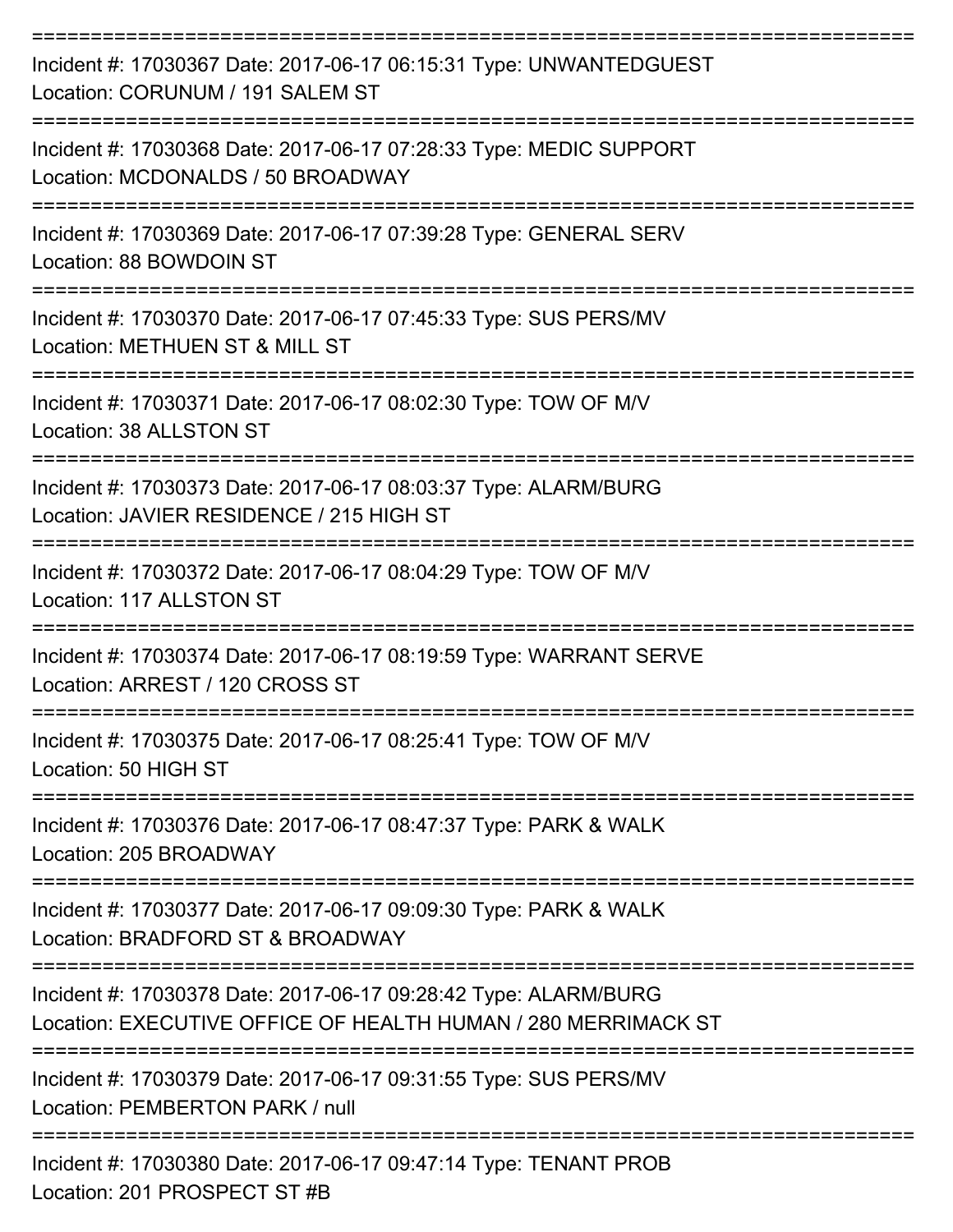===========================================================================

Incident #: 17030367 Date: 2017-06-17 06:15:31 Type: UNWANTEDGUEST
Location: CORUNUM / 191 SALEM ST

===========================================================================

Incident #: 17030368 Date: 2017-06-17 07:28:33 Type: MEDIC SUPPORT
Location: MCDONALDS / 50 BROADWAY

===========================================================================

Incident #: 17030369 Date: 2017-06-17 07:39:28 Type: GENERAL SERV
Location: 88 BOWDOIN ST

===========================================================================

Incident #: 17030370 Date: 2017-06-17 07:45:33 Type: SUS PERS/MV
Location: METHUEN ST & MILL ST

===========================================================================

Incident #: 17030371 Date: 2017-06-17 08:02:30 Type: TOW OF M/V
Location: 38 ALLSTON ST

===========================================================================

Incident #: 17030373 Date: 2017-06-17 08:03:37 Type: ALARM/BURG
Location: JAVIER RESIDENCE / 215 HIGH ST

===========================================================================

Incident #: 17030372 Date: 2017-06-17 08:04:29 Type: TOW OF M/V
Location: 117 ALLSTON ST

===========================================================================

Incident #: 17030374 Date: 2017-06-17 08:19:59 Type: WARRANT SERVE
Location: ARREST / 120 CROSS ST

===========================================================================

Incident #: 17030375 Date: 2017-06-17 08:25:41 Type: TOW OF M/V
Location: 50 HIGH ST

===========================================================================

Incident #: 17030376 Date: 2017-06-17 08:47:37 Type: PARK & WALK
Location: 205 BROADWAY

===========================================================================

Incident #: 17030377 Date: 2017-06-17 09:09:30 Type: PARK & WALK
Location: BRADFORD ST & BROADWAY

===========================================================================

Incident #: 17030378 Date: 2017-06-17 09:28:42 Type: ALARM/BURG
Location: EXECUTIVE OFFICE OF HEALTH HUMAN / 280 MERRIMACK ST

===========================================================================

Incident #: 17030379 Date: 2017-06-17 09:31:55 Type: SUS PERS/MV
Location: PEMBERTON PARK / null

===========================================================================

Incident #: 17030380 Date: 2017-06-17 09:47:14 Type: TENANT PROB
Location: 201 PROSPECT ST #B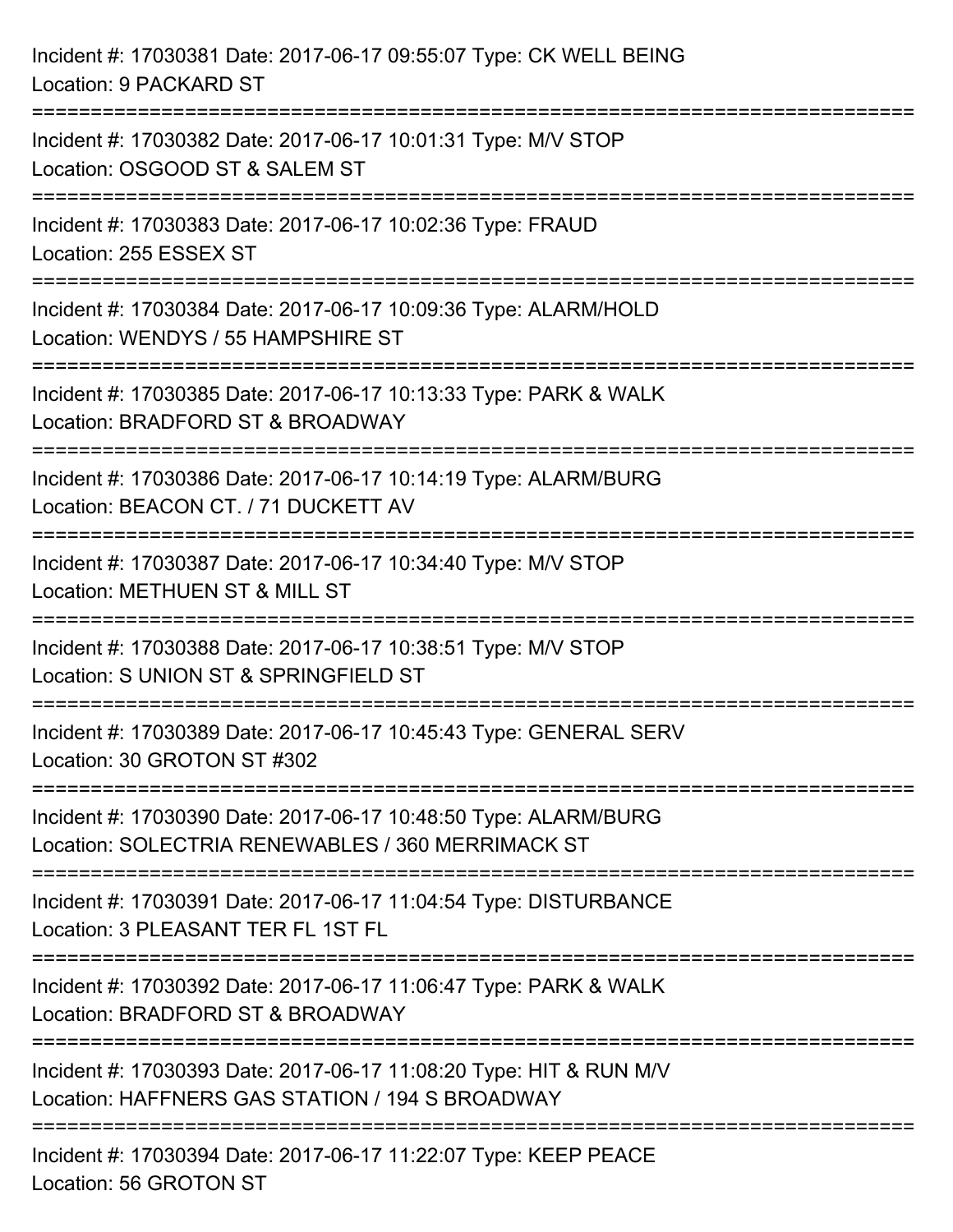Incident #: 17030381 Date: 2017-06-17 09:55:07 Type: CK WELL BEING
Location: 9 PACKARD ST

===========================================================================

Incident #: 17030382 Date: 2017-06-17 10:01:31 Type: M/V STOP
Location: OSGOOD ST & SALEM ST

===========================================================================

Incident #: 17030383 Date: 2017-06-17 10:02:36 Type: FRAUD
Location: 255 ESSEX ST

===========================================================================

Incident #: 17030384 Date: 2017-06-17 10:09:36 Type: ALARM/HOLD
Location: WENDYS / 55 HAMPSHIRE ST

===========================================================================

Incident #: 17030385 Date: 2017-06-17 10:13:33 Type: PARK & WALK
Location: BRADFORD ST & BROADWAY

===========================================================================

Incident #: 17030386 Date: 2017-06-17 10:14:19 Type: ALARM/BURG
Location: BEACON CT. / 71 DUCKETT AV

===========================================================================

Incident #: 17030387 Date: 2017-06-17 10:34:40 Type: M/V STOP
Location: METHUEN ST & MILL ST

===========================================================================

Incident #: 17030388 Date: 2017-06-17 10:38:51 Type: M/V STOP
Location: S UNION ST & SPRINGFIELD ST

===========================================================================

Incident #: 17030389 Date: 2017-06-17 10:45:43 Type: GENERAL SERV
Location: 30 GROTON ST #302

===========================================================================

Incident #: 17030390 Date: 2017-06-17 10:48:50 Type: ALARM/BURG
Location: SOLECTRIA RENEWABLES / 360 MERRIMACK ST

===========================================================================

Incident #: 17030391 Date: 2017-06-17 11:04:54 Type: DISTURBANCE
Location: 3 PLEASANT TER FL 1ST FL

===========================================================================

Incident #: 17030392 Date: 2017-06-17 11:06:47 Type: PARK & WALK
Location: BRADFORD ST & BROADWAY

===========================================================================

Incident #: 17030393 Date: 2017-06-17 11:08:20 Type: HIT & RUN M/V
Location: HAFFNERS GAS STATION / 194 S BROADWAY

===========================================================================

Incident #: 17030394 Date: 2017-06-17 11:22:07 Type: KEEP PEACE
Location: 56 GROTON ST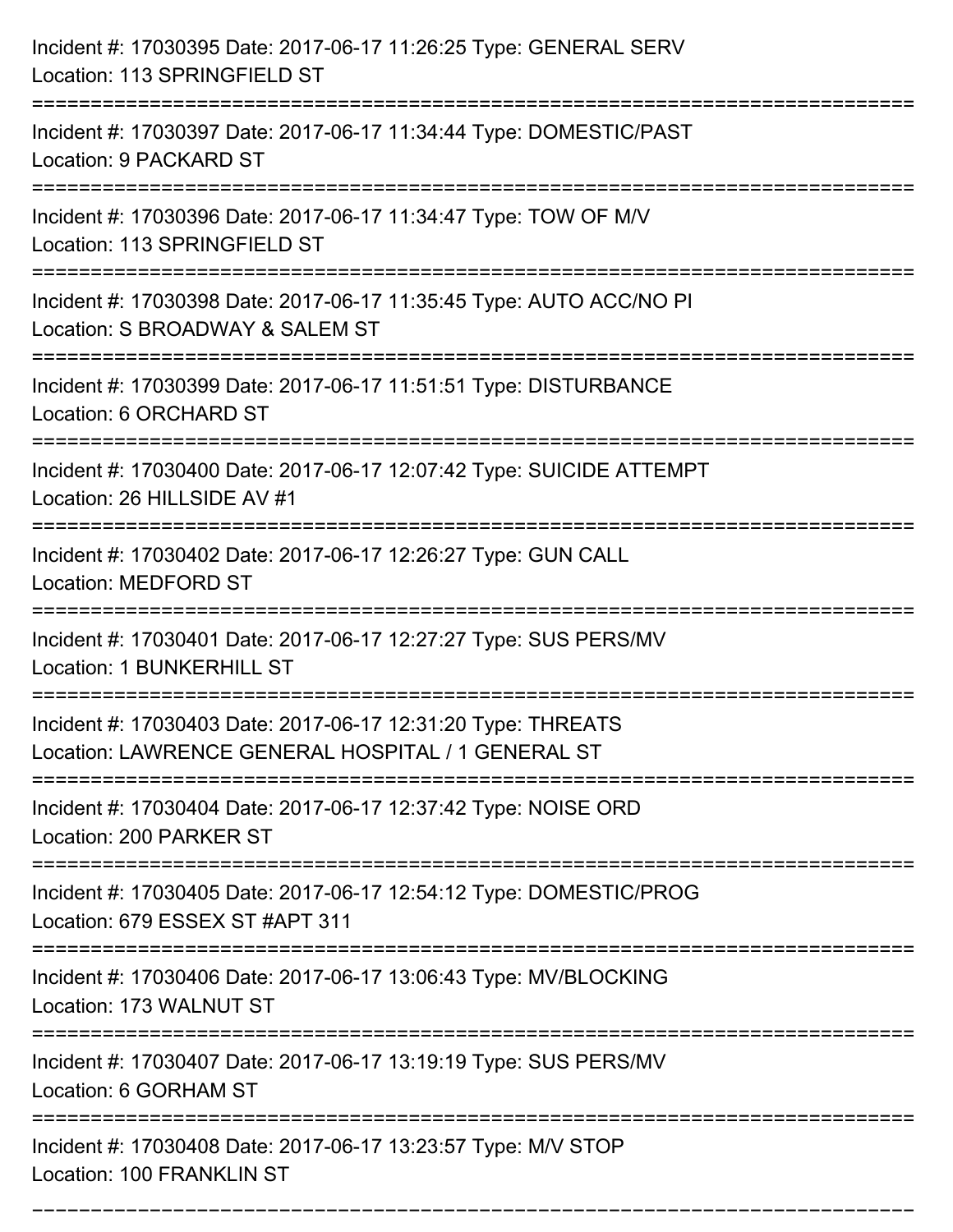Incident #: 17030395 Date: 2017-06-17 11:26:25 Type: GENERAL SERV
Location: 113 SPRINGFIELD ST

===========================================================================

Incident #: 17030397 Date: 2017-06-17 11:34:44 Type: DOMESTIC/PAST
Location: 9 PACKARD ST

===========================================================================

Incident #: 17030396 Date: 2017-06-17 11:34:47 Type: TOW OF M/V
Location: 113 SPRINGFIELD ST

===========================================================================

Incident #: 17030398 Date: 2017-06-17 11:35:45 Type: AUTO ACC/NO PI
Location: S BROADWAY & SALEM ST

===========================================================================

Incident #: 17030399 Date: 2017-06-17 11:51:51 Type: DISTURBANCE
Location: 6 ORCHARD ST

===========================================================================

Incident #: 17030400 Date: 2017-06-17 12:07:42 Type: SUICIDE ATTEMPT
Location: 26 HILLSIDE AV #1

===========================================================================

Incident #: 17030402 Date: 2017-06-17 12:26:27 Type: GUN CALL
Location: MEDFORD ST

===========================================================================

Incident #: 17030401 Date: 2017-06-17 12:27:27 Type: SUS PERS/MV
Location: 1 BUNKERHILL ST

===========================================================================

Incident #: 17030403 Date: 2017-06-17 12:31:20 Type: THREATS
Location: LAWRENCE GENERAL HOSPITAL / 1 GENERAL ST

===========================================================================

Incident #: 17030404 Date: 2017-06-17 12:37:42 Type: NOISE ORD
Location: 200 PARKER ST

===========================================================================

Incident #: 17030405 Date: 2017-06-17 12:54:12 Type: DOMESTIC/PROG
Location: 679 ESSEX ST #APT 311

===========================================================================

Incident #: 17030406 Date: 2017-06-17 13:06:43 Type: MV/BLOCKING
Location: 173 WALNUT ST

===========================================================================

Incident #: 17030407 Date: 2017-06-17 13:19:19 Type: SUS PERS/MV
Location: 6 GORHAM ST

===========================================================================

Incident #: 17030408 Date: 2017-06-17 13:23:57 Type: M/V STOP
Location: 100 FRANKLIN ST

===========================================================================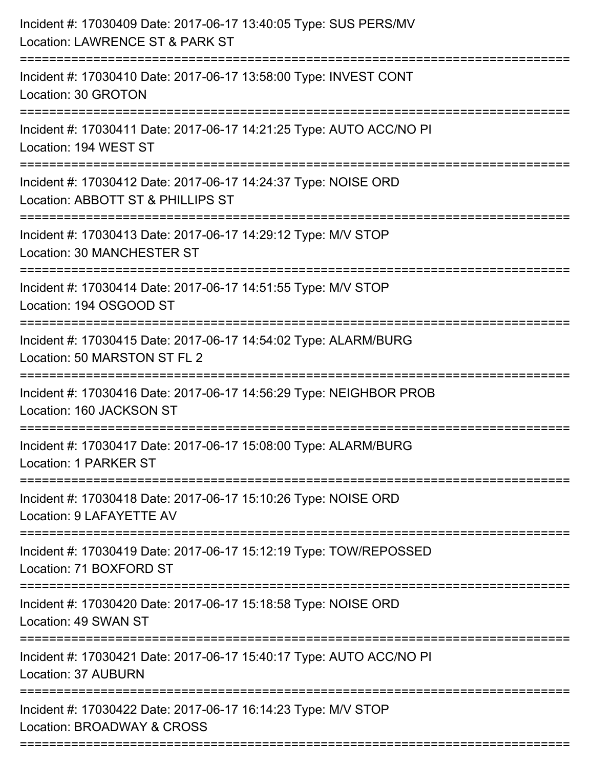Incident #: 17030409 Date: 2017-06-17 13:40:05 Type: SUS PERS/MV
Location: LAWRENCE ST & PARK ST

===========================================================================

Incident #: 17030410 Date: 2017-06-17 13:58:00 Type: INVEST CONT
Location: 30 GROTON

===========================================================================

Incident #: 17030411 Date: 2017-06-17 14:21:25 Type: AUTO ACC/NO PI
Location: 194 WEST ST

===========================================================================

Incident #: 17030412 Date: 2017-06-17 14:24:37 Type: NOISE ORD
Location: ABBOTT ST & PHILLIPS ST

===========================================================================

Incident #: 17030413 Date: 2017-06-17 14:29:12 Type: M/V STOP
Location: 30 MANCHESTER ST

===========================================================================

Incident #: 17030414 Date: 2017-06-17 14:51:55 Type: M/V STOP
Location: 194 OSGOOD ST

===========================================================================

Incident #: 17030415 Date: 2017-06-17 14:54:02 Type: ALARM/BURG
Location: 50 MARSTON ST FL 2

===========================================================================

Incident #: 17030416 Date: 2017-06-17 14:56:29 Type: NEIGHBOR PROB
Location: 160 JACKSON ST

===========================================================================

Incident #: 17030417 Date: 2017-06-17 15:08:00 Type: ALARM/BURG
Location: 1 PARKER ST

===========================================================================

Incident #: 17030418 Date: 2017-06-17 15:10:26 Type: NOISE ORD
Location: 9 LAFAYETTE AV

===========================================================================

Incident #: 17030419 Date: 2017-06-17 15:12:19 Type: TOW/REPOSSED
Location: 71 BOXFORD ST

===========================================================================

Incident #: 17030420 Date: 2017-06-17 15:18:58 Type: NOISE ORD
Location: 49 SWAN ST

===========================================================================

Incident #: 17030421 Date: 2017-06-17 15:40:17 Type: AUTO ACC/NO PI
Location: 37 AUBURN

===========================================================================

Incident #: 17030422 Date: 2017-06-17 16:14:23 Type: M/V STOP
Location: BROADWAY & CROSS

===========================================================================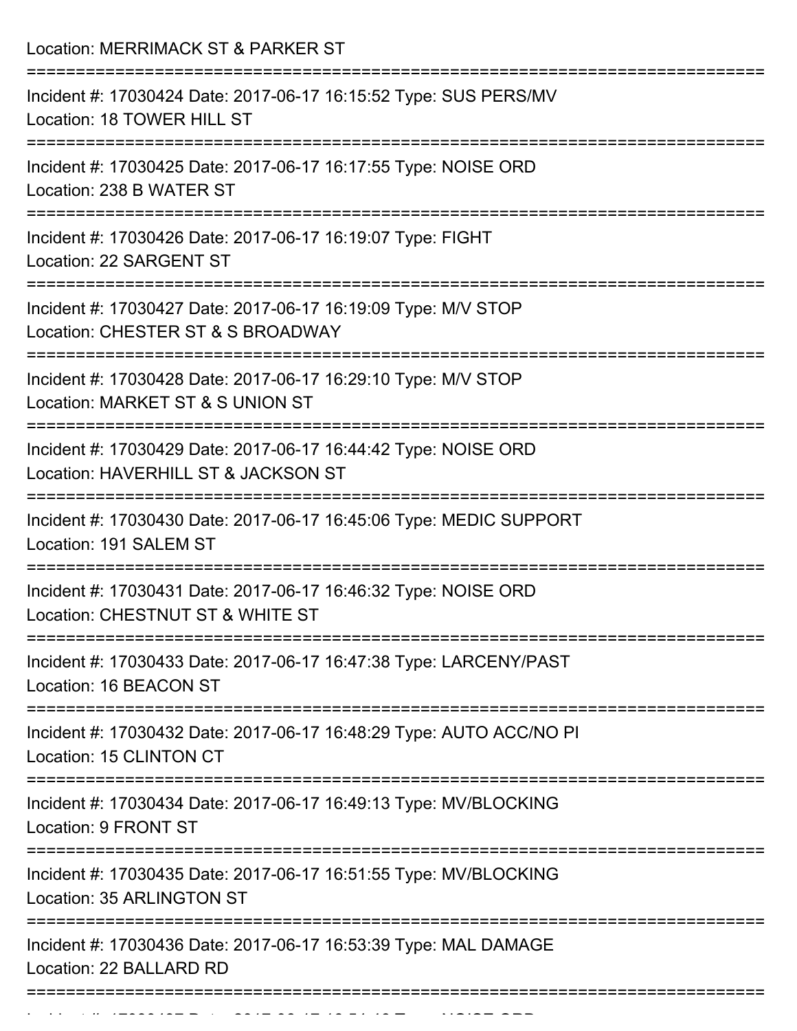Location: MERRIMACK ST & PARKER ST

===========================================================================

Incident #: 17030424 Date: 2017-06-17 16:15:52 Type: SUS PERS/MV

Location: 18 TOWER HILL ST

===========================================================================

Incident #: 17030425 Date: 2017-06-17 16:17:55 Type: NOISE ORD

Location: 238 B WATER ST

===========================================================================

Incident #: 17030426 Date: 2017-06-17 16:19:07 Type: FIGHT

Location: 22 SARGENT ST

===========================================================================

Incident #: 17030427 Date: 2017-06-17 16:19:09 Type: M/V STOP

Location: CHESTER ST & S BROADWAY

===========================================================================

Incident #: 17030428 Date: 2017-06-17 16:29:10 Type: M/V STOP

Location: MARKET ST & S UNION ST

===========================================================================

Incident #: 17030429 Date: 2017-06-17 16:44:42 Type: NOISE ORD

Location: HAVERHILL ST & JACKSON ST

===========================================================================

Incident #: 17030430 Date: 2017-06-17 16:45:06 Type: MEDIC SUPPORT

Location: 191 SALEM ST

===========================================================================

Incident #: 17030431 Date: 2017-06-17 16:46:32 Type: NOISE ORD

Location: CHESTNUT ST & WHITE ST

===========================================================================

Incident #: 17030433 Date: 2017-06-17 16:47:38 Type: LARCENY/PAST

Location: 16 BEACON ST

===========================================================================

Incident #: 17030432 Date: 2017-06-17 16:48:29 Type: AUTO ACC/NO PI

Location: 15 CLINTON CT

===========================================================================

Incident #: 17030434 Date: 2017-06-17 16:49:13 Type: MV/BLOCKING

Location: 9 FRONT ST

===========================================================================

Incident #: 17030435 Date: 2017-06-17 16:51:55 Type: MV/BLOCKING

Location: 35 ARLINGTON ST

===========================================================================

Incident #: 17030436 Date: 2017-06-17 16:53:39 Type: MAL DAMAGE

Location: 22 BALLARD RD

===========================================================================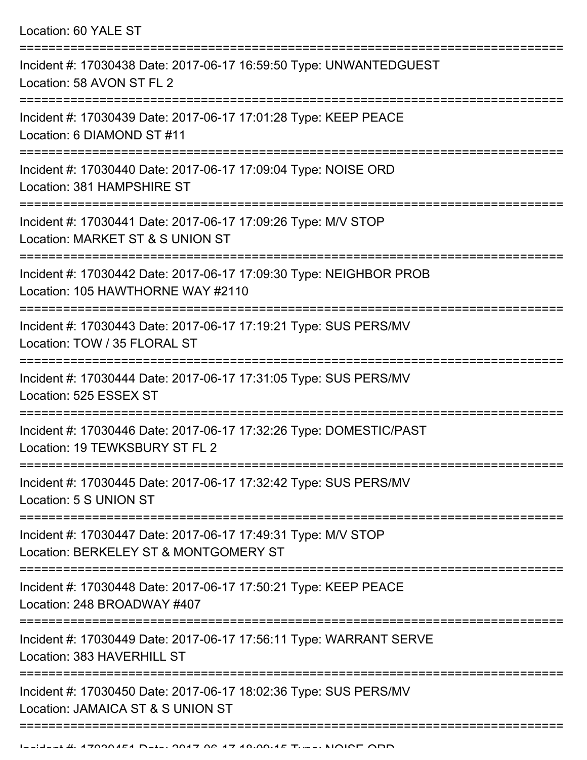Location: 60 YALE ST

===========================================================================

Incident #: 17030438 Date: 2017-06-17 16:59:50 Type: UNWANTEDGUEST
Location: 58 AVON ST FL 2

===========================================================================

Incident #: 17030439 Date: 2017-06-17 17:01:28 Type: KEEP PEACE
Location: 6 DIAMOND ST #11

===========================================================================

Incident #: 17030440 Date: 2017-06-17 17:09:04 Type: NOISE ORD
Location: 381 HAMPSHIRE ST

===========================================================================

Incident #: 17030441 Date: 2017-06-17 17:09:26 Type: M/V STOP
Location: MARKET ST & S UNION ST

===========================================================================

Incident #: 17030442 Date: 2017-06-17 17:09:30 Type: NEIGHBOR PROB
Location: 105 HAWTHORNE WAY #2110

===========================================================================

Incident #: 17030443 Date: 2017-06-17 17:19:21 Type: SUS PERS/MV
Location: TOW / 35 FLORAL ST

===========================================================================

Incident #: 17030444 Date: 2017-06-17 17:31:05 Type: SUS PERS/MV
Location: 525 ESSEX ST

===========================================================================

Incident #: 17030446 Date: 2017-06-17 17:32:26 Type: DOMESTIC/PAST
Location: 19 TEWKSBURY ST FL 2

===========================================================================

Incident #: 17030445 Date: 2017-06-17 17:32:42 Type: SUS PERS/MV
Location: 5 S UNION ST

===========================================================================

Incident #: 17030447 Date: 2017-06-17 17:49:31 Type: M/V STOP
Location: BERKELEY ST & MONTGOMERY ST

===========================================================================

Incident #: 17030448 Date: 2017-06-17 17:50:21 Type: KEEP PEACE
Location: 248 BROADWAY #407

===========================================================================

Incident #: 17030449 Date: 2017-06-17 17:56:11 Type: WARRANT SERVE
Location: 383 HAVERHILL ST

===========================================================================

Incident #: 17030450 Date: 2017-06-17 18:02:36 Type: SUS PERS/MV
Location: JAMAICA ST & S UNION ST

===========================================================================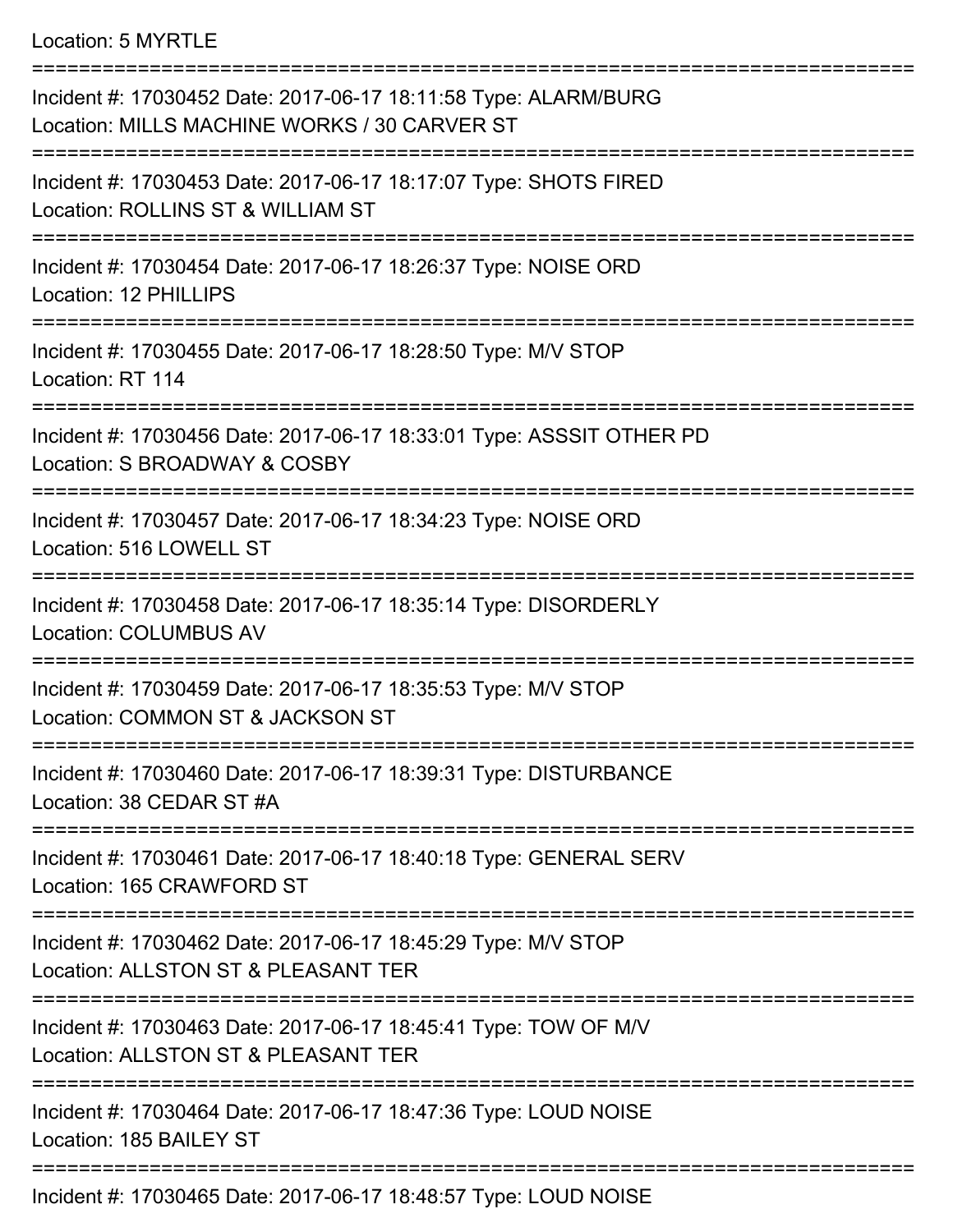Location: 5 MYRTLE

===========================================================================

Incident #: 17030452 Date: 2017-06-17 18:11:58 Type: ALARM/BURG
Location: MILLS MACHINE WORKS / 30 CARVER ST

===========================================================================

Incident #: 17030453 Date: 2017-06-17 18:17:07 Type: SHOTS FIRED
Location: ROLLINS ST & WILLIAM ST

===========================================================================

Incident #: 17030454 Date: 2017-06-17 18:26:37 Type: NOISE ORD
Location: 12 PHILLIPS

===========================================================================

Incident #: 17030455 Date: 2017-06-17 18:28:50 Type: M/V STOP
Location: RT 114

===========================================================================

Incident #: 17030456 Date: 2017-06-17 18:33:01 Type: ASSSIT OTHER PD
Location: S BROADWAY & COSBY

===========================================================================

Incident #: 17030457 Date: 2017-06-17 18:34:23 Type: NOISE ORD
Location: 516 LOWELL ST

===========================================================================

Incident #: 17030458 Date: 2017-06-17 18:35:14 Type: DISORDERLY
Location: COLUMBUS AV

===========================================================================

Incident #: 17030459 Date: 2017-06-17 18:35:53 Type: M/V STOP
Location: COMMON ST & JACKSON ST

===========================================================================

Incident #: 17030460 Date: 2017-06-17 18:39:31 Type: DISTURBANCE
Location: 38 CEDAR ST #A

===========================================================================

Incident #: 17030461 Date: 2017-06-17 18:40:18 Type: GENERAL SERV
Location: 165 CRAWFORD ST

===========================================================================

Incident #: 17030462 Date: 2017-06-17 18:45:29 Type: M/V STOP
Location: ALLSTON ST & PLEASANT TER

===========================================================================

Incident #: 17030463 Date: 2017-06-17 18:45:41 Type: TOW OF M/V
Location: ALLSTON ST & PLEASANT TER

===========================================================================

Incident #: 17030464 Date: 2017-06-17 18:47:36 Type: LOUD NOISE
Location: 185 BAILEY ST

===========================================================================

Incident #: 17030465 Date: 2017-06-17 18:48:57 Type: LOUD NOISE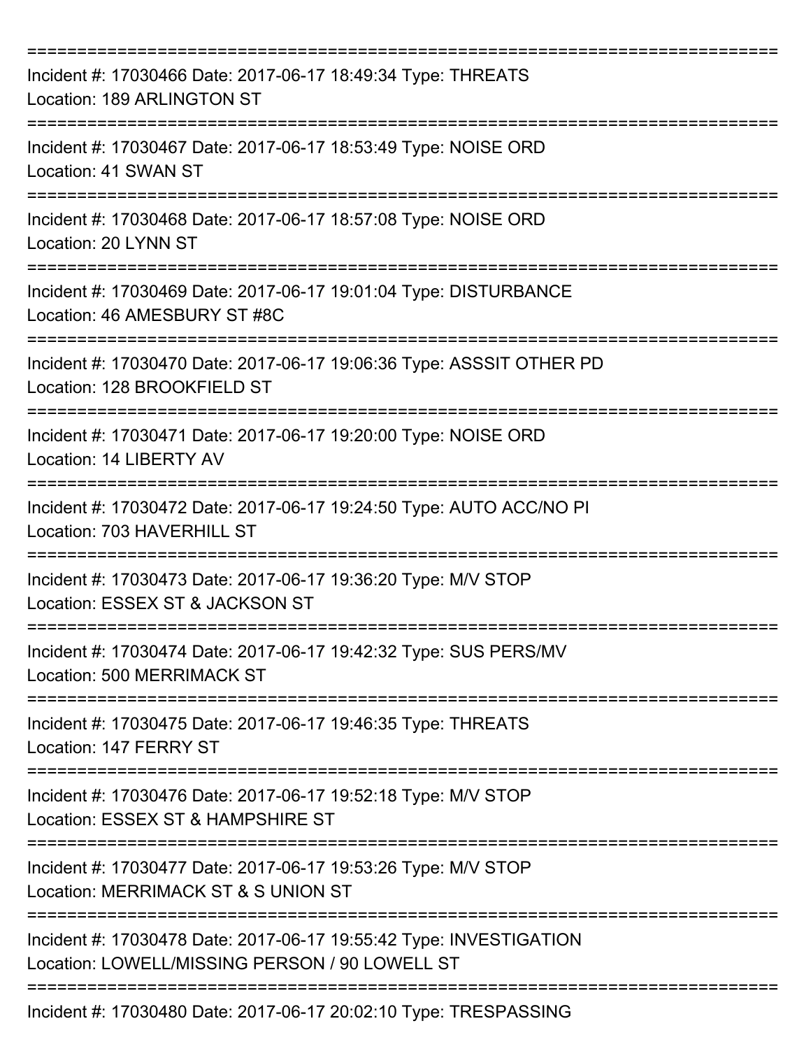===========================================================================

Incident #: 17030466 Date: 2017-06-17 18:49:34 Type: THREATS
Location: 189 ARLINGTON ST

===========================================================================

Incident #: 17030467 Date: 2017-06-17 18:53:49 Type: NOISE ORD
Location: 41 SWAN ST

===========================================================================

Incident #: 17030468 Date: 2017-06-17 18:57:08 Type: NOISE ORD
Location: 20 LYNN ST

===========================================================================

Incident #: 17030469 Date: 2017-06-17 19:01:04 Type: DISTURBANCE
Location: 46 AMESBURY ST #8C

===========================================================================

Incident #: 17030470 Date: 2017-06-17 19:06:36 Type: ASSSIT OTHER PD
Location: 128 BROOKFIELD ST

===========================================================================

Incident #: 17030471 Date: 2017-06-17 19:20:00 Type: NOISE ORD
Location: 14 LIBERTY AV

===========================================================================

Incident #: 17030472 Date: 2017-06-17 19:24:50 Type: AUTO ACC/NO PI
Location: 703 HAVERHILL ST

===========================================================================

Incident #: 17030473 Date: 2017-06-17 19:36:20 Type: M/V STOP
Location: ESSEX ST & JACKSON ST

===========================================================================

Incident #: 17030474 Date: 2017-06-17 19:42:32 Type: SUS PERS/MV
Location: 500 MERRIMACK ST

===========================================================================

Incident #: 17030475 Date: 2017-06-17 19:46:35 Type: THREATS
Location: 147 FERRY ST

===========================================================================

Incident #: 17030476 Date: 2017-06-17 19:52:18 Type: M/V STOP
Location: ESSEX ST & HAMPSHIRE ST

===========================================================================

Incident #: 17030477 Date: 2017-06-17 19:53:26 Type: M/V STOP
Location: MERRIMACK ST & S UNION ST

===========================================================================

Incident #: 17030478 Date: 2017-06-17 19:55:42 Type: INVESTIGATION
Location: LOWELL/MISSING PERSON / 90 LOWELL ST

===========================================================================

Incident #: 17030480 Date: 2017-06-17 20:02:10 Type: TRESPASSING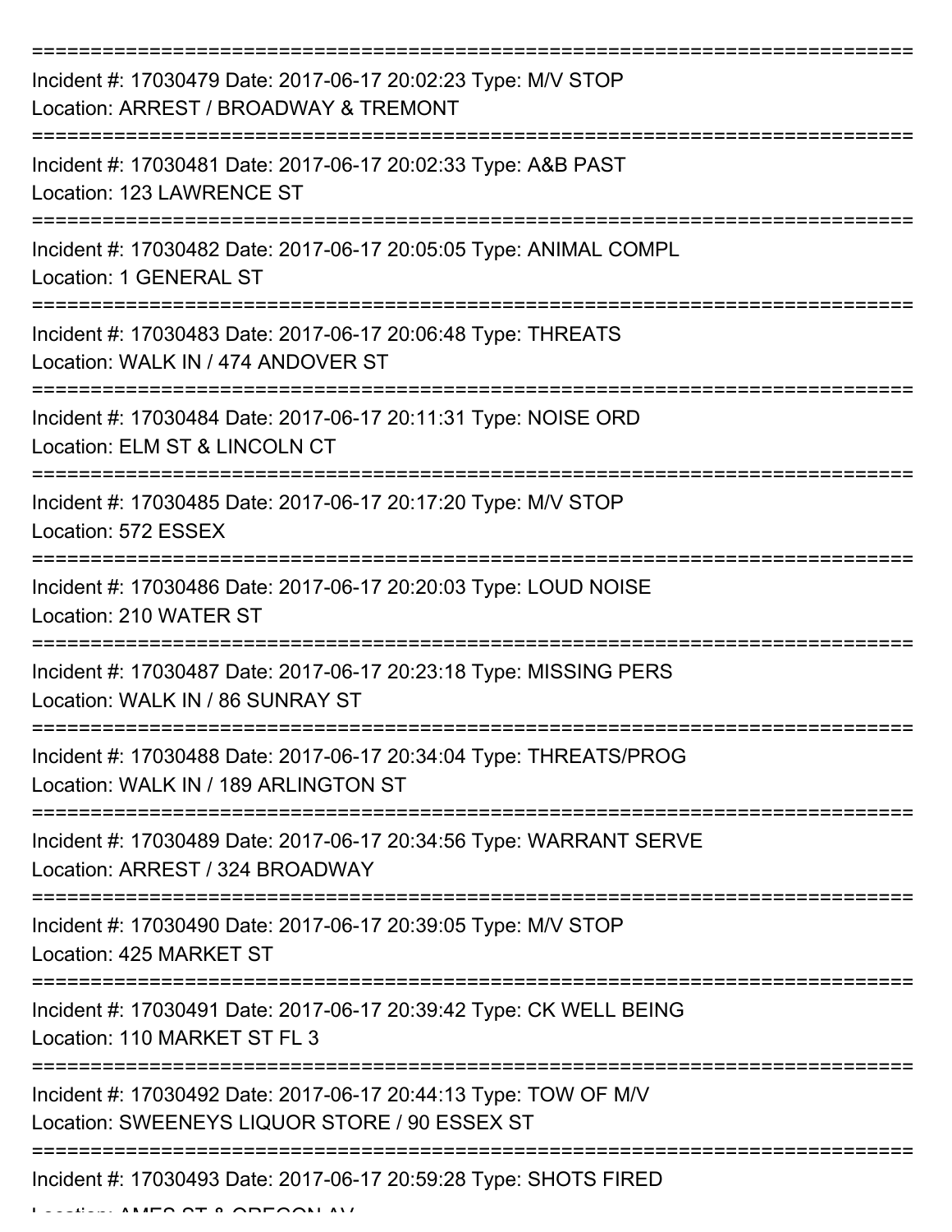===========================================================================

Incident #: 17030479 Date: 2017-06-17 20:02:23 Type: M/V STOP
Location: ARREST / BROADWAY & TREMONT

===========================================================================

Incident #: 17030481 Date: 2017-06-17 20:02:33 Type: A&B PAST
Location: 123 LAWRENCE ST

===========================================================================

Incident #: 17030482 Date: 2017-06-17 20:05:05 Type: ANIMAL COMPL
Location: 1 GENERAL ST

===========================================================================

Incident #: 17030483 Date: 2017-06-17 20:06:48 Type: THREATS
Location: WALK IN / 474 ANDOVER ST

===========================================================================

Incident #: 17030484 Date: 2017-06-17 20:11:31 Type: NOISE ORD
Location: ELM ST & LINCOLN CT

===========================================================================

Incident #: 17030485 Date: 2017-06-17 20:17:20 Type: M/V STOP
Location: 572 ESSEX

===========================================================================

Incident #: 17030486 Date: 2017-06-17 20:20:03 Type: LOUD NOISE
Location: 210 WATER ST

===========================================================================

Incident #: 17030487 Date: 2017-06-17 20:23:18 Type: MISSING PERS
Location: WALK IN / 86 SUNRAY ST

===========================================================================

Incident #: 17030488 Date: 2017-06-17 20:34:04 Type: THREATS/PROG
Location: WALK IN / 189 ARLINGTON ST

===========================================================================

Incident #: 17030489 Date: 2017-06-17 20:34:56 Type: WARRANT SERVE
Location: ARREST / 324 BROADWAY

===========================================================================

Incident #: 17030490 Date: 2017-06-17 20:39:05 Type: M/V STOP
Location: 425 MARKET ST

===========================================================================

Incident #: 17030491 Date: 2017-06-17 20:39:42 Type: CK WELL BEING
Location: 110 MARKET ST FL 3

===========================================================================

Incident #: 17030492 Date: 2017-06-17 20:44:13 Type: TOW OF M/V
Location: SWEENEYS LIQUOR STORE / 90 ESSEX ST

===========================================================================

Incident #: 17030493 Date: 2017-06-17 20:59:28 Type: SHOTS FIRED
Location: AMES ST & OREGON AV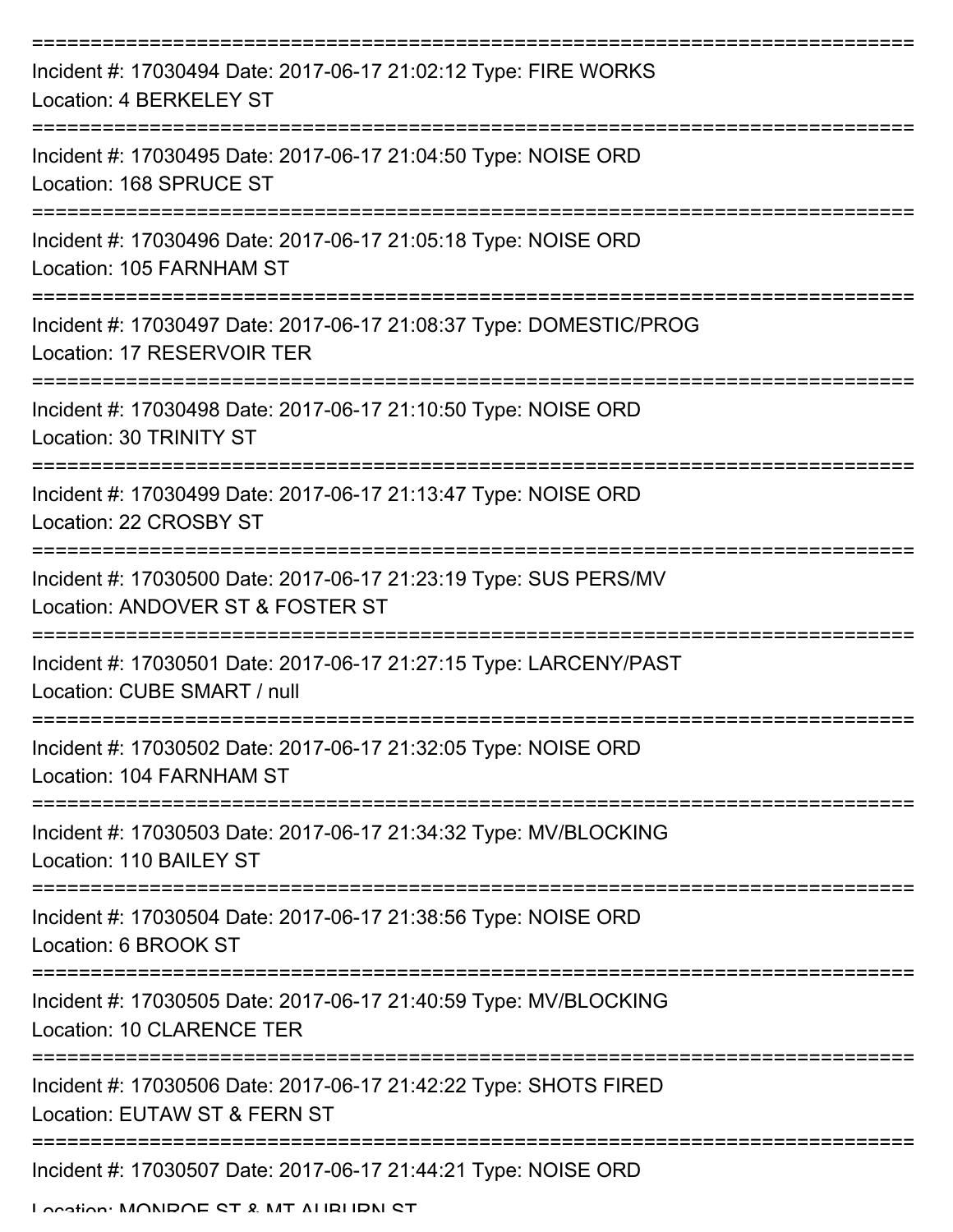===========================================================================

Incident #: 17030494 Date: 2017-06-17 21:02:12 Type: FIRE WORKS

Location: 4 BERKELEY ST

===========================================================================

Incident #: 17030495 Date: 2017-06-17 21:04:50 Type: NOISE ORD

Location: 168 SPRUCE ST

===========================================================================

Incident #: 17030496 Date: 2017-06-17 21:05:18 Type: NOISE ORD

Location: 105 FARNHAM ST

===========================================================================

Incident #: 17030497 Date: 2017-06-17 21:08:37 Type: DOMESTIC/PROG

Location: 17 RESERVOIR TER

===========================================================================

Incident #: 17030498 Date: 2017-06-17 21:10:50 Type: NOISE ORD

Location: 30 TRINITY ST

===========================================================================

Incident #: 17030499 Date: 2017-06-17 21:13:47 Type: NOISE ORD

Location: 22 CROSBY ST

===========================================================================

Incident #: 17030500 Date: 2017-06-17 21:23:19 Type: SUS PERS/MV

Location: ANDOVER ST & FOSTER ST

===========================================================================

Incident #: 17030501 Date: 2017-06-17 21:27:15 Type: LARCENY/PAST

Location: CUBE SMART / null

===========================================================================

Incident #: 17030502 Date: 2017-06-17 21:32:05 Type: NOISE ORD

Location: 104 FARNHAM ST

===========================================================================

Incident #: 17030503 Date: 2017-06-17 21:34:32 Type: MV/BLOCKING

Location: 110 BAILEY ST

===========================================================================

Incident #: 17030504 Date: 2017-06-17 21:38:56 Type: NOISE ORD

Location: 6 BROOK ST

===========================================================================

Incident #: 17030505 Date: 2017-06-17 21:40:59 Type: MV/BLOCKING

Location: 10 CLARENCE TER

===========================================================================

Incident #: 17030506 Date: 2017-06-17 21:42:22 Type: SHOTS FIRED

Location: EUTAW ST & FERN ST

===========================================================================

Incident #: 17030507 Date: 2017-06-17 21:44:21 Type: NOISE ORD

Location: MONROE ST & MT AUBURN ST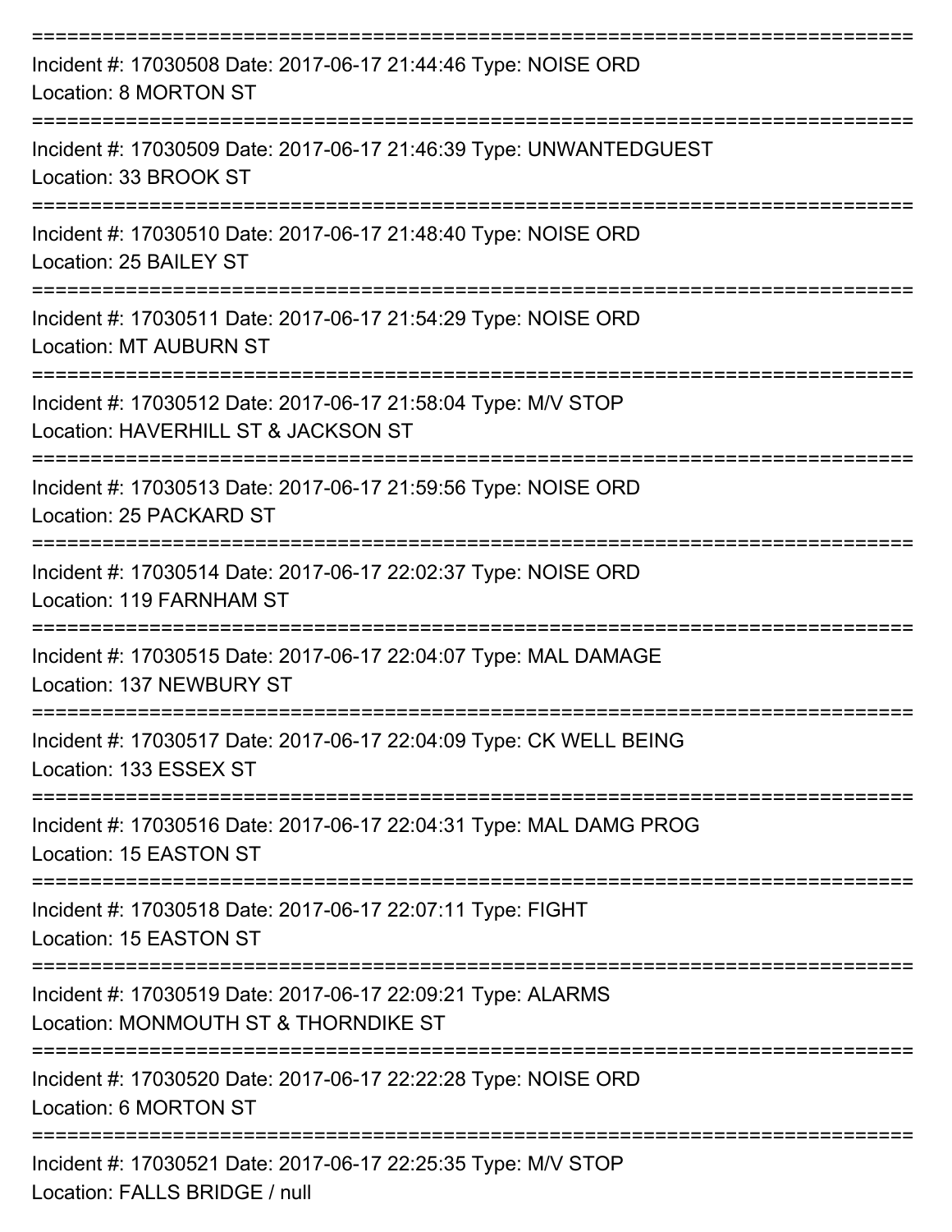===========================================================================

Incident #: 17030508 Date: 2017-06-17 21:44:46 Type: NOISE ORD
Location: 8 MORTON ST

===========================================================================

Incident #: 17030509 Date: 2017-06-17 21:46:39 Type: UNWANTEDGUEST
Location: 33 BROOK ST

===========================================================================

Incident #: 17030510 Date: 2017-06-17 21:48:40 Type: NOISE ORD
Location: 25 BAILEY ST

===========================================================================

Incident #: 17030511 Date: 2017-06-17 21:54:29 Type: NOISE ORD
Location: MT AUBURN ST

===========================================================================

Incident #: 17030512 Date: 2017-06-17 21:58:04 Type: M/V STOP
Location: HAVERHILL ST & JACKSON ST

===========================================================================

Incident #: 17030513 Date: 2017-06-17 21:59:56 Type: NOISE ORD
Location: 25 PACKARD ST

===========================================================================

Incident #: 17030514 Date: 2017-06-17 22:02:37 Type: NOISE ORD
Location: 119 FARNHAM ST

===========================================================================

Incident #: 17030515 Date: 2017-06-17 22:04:07 Type: MAL DAMAGE
Location: 137 NEWBURY ST

===========================================================================

Incident #: 17030517 Date: 2017-06-17 22:04:09 Type: CK WELL BEING
Location: 133 ESSEX ST

===========================================================================

Incident #: 17030516 Date: 2017-06-17 22:04:31 Type: MAL DAMG PROG
Location: 15 EASTON ST

===========================================================================

Incident #: 17030518 Date: 2017-06-17 22:07:11 Type: FIGHT
Location: 15 EASTON ST

===========================================================================

Incident #: 17030519 Date: 2017-06-17 22:09:21 Type: ALARMS
Location: MONMOUTH ST & THORNDIKE ST

===========================================================================

Incident #: 17030520 Date: 2017-06-17 22:22:28 Type: NOISE ORD
Location: 6 MORTON ST

===========================================================================

Incident #: 17030521 Date: 2017-06-17 22:25:35 Type: M/V STOP
Location: FALLS BRIDGE / null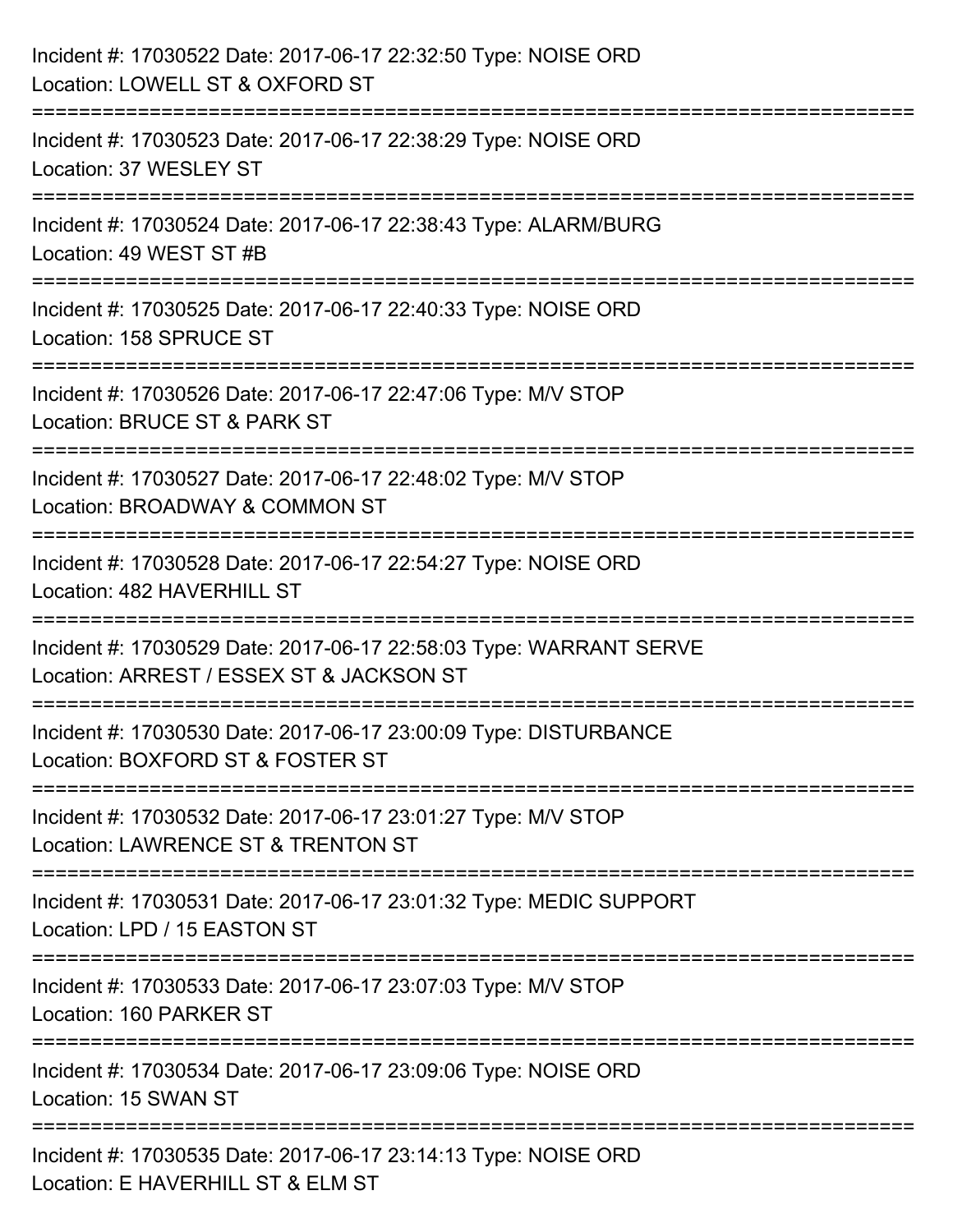Incident #: 17030522 Date: 2017-06-17 22:32:50 Type: NOISE ORD
Location: LOWELL ST & OXFORD ST

===========================================================================

Incident #: 17030523 Date: 2017-06-17 22:38:29 Type: NOISE ORD
Location: 37 WESLEY ST

===========================================================================

Incident #: 17030524 Date: 2017-06-17 22:38:43 Type: ALARM/BURG
Location: 49 WEST ST #B

===========================================================================

Incident #: 17030525 Date: 2017-06-17 22:40:33 Type: NOISE ORD
Location: 158 SPRUCE ST

===========================================================================

Incident #: 17030526 Date: 2017-06-17 22:47:06 Type: M/V STOP
Location: BRUCE ST & PARK ST

===========================================================================

Incident #: 17030527 Date: 2017-06-17 22:48:02 Type: M/V STOP
Location: BROADWAY & COMMON ST

===========================================================================

Incident #: 17030528 Date: 2017-06-17 22:54:27 Type: NOISE ORD
Location: 482 HAVERHILL ST

===========================================================================

Incident #: 17030529 Date: 2017-06-17 22:58:03 Type: WARRANT SERVE
Location: ARREST / ESSEX ST & JACKSON ST

===========================================================================

Incident #: 17030530 Date: 2017-06-17 23:00:09 Type: DISTURBANCE
Location: BOXFORD ST & FOSTER ST

===========================================================================

Incident #: 17030532 Date: 2017-06-17 23:01:27 Type: M/V STOP
Location: LAWRENCE ST & TRENTON ST

===========================================================================

Incident #: 17030531 Date: 2017-06-17 23:01:32 Type: MEDIC SUPPORT
Location: LPD / 15 EASTON ST

===========================================================================

Incident #: 17030533 Date: 2017-06-17 23:07:03 Type: M/V STOP
Location: 160 PARKER ST

===========================================================================

Incident #: 17030534 Date: 2017-06-17 23:09:06 Type: NOISE ORD
Location: 15 SWAN ST

===========================================================================

Incident #: 17030535 Date: 2017-06-17 23:14:13 Type: NOISE ORD
Location: E HAVERHILL ST & ELM ST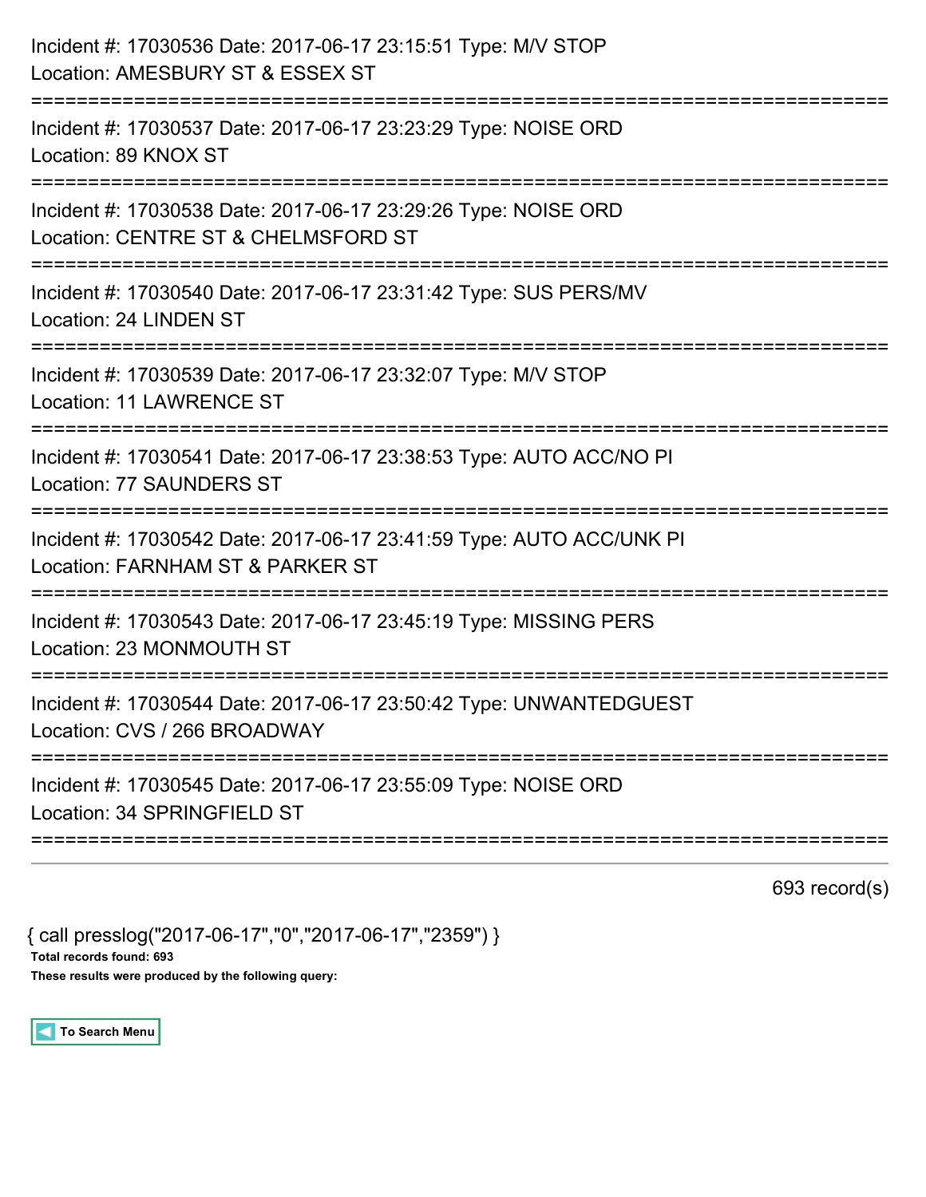Incident #: 17030536 Date: 2017-06-17 23:15:51 Type: M/V STOP
Location: AMESBURY ST & ESSEX ST

===========================================================================

Incident #: 17030537 Date: 2017-06-17 23:23:29 Type: NOISE ORD
Location: 89 KNOX ST

===========================================================================

Incident #: 17030538 Date: 2017-06-17 23:29:26 Type: NOISE ORD
Location: CENTRE ST & CHELMSFORD ST

===========================================================================

Incident #: 17030540 Date: 2017-06-17 23:31:42 Type: SUS PERS/MV
Location: 24 LINDEN ST

===========================================================================

Incident #: 17030539 Date: 2017-06-17 23:32:07 Type: M/V STOP
Location: 11 LAWRENCE ST

===========================================================================

Incident #: 17030541 Date: 2017-06-17 23:38:53 Type: AUTO ACC/NO PI
Location: 77 SAUNDERS ST

===========================================================================

Incident #: 17030542 Date: 2017-06-17 23:41:59 Type: AUTO ACC/UNK PI
Location: FARNHAM ST & PARKER ST

===========================================================================

Incident #: 17030543 Date: 2017-06-17 23:45:19 Type: MISSING PERS
Location: 23 MONMOUTH ST

===========================================================================

Incident #: 17030544 Date: 2017-06-17 23:50:42 Type: UNWANTEDGUEST
Location: CVS / 266 BROADWAY

===========================================================================

Incident #: 17030545 Date: 2017-06-17 23:55:09 Type: NOISE ORD
Location: 34 SPRINGFIELD ST

===========================================================================

693 record(s)

{ call presslog("2017-06-17","0","2017-06-17","2359") }

**Total records found: 693**

**These results were produced by the following query:**

To Search Menu